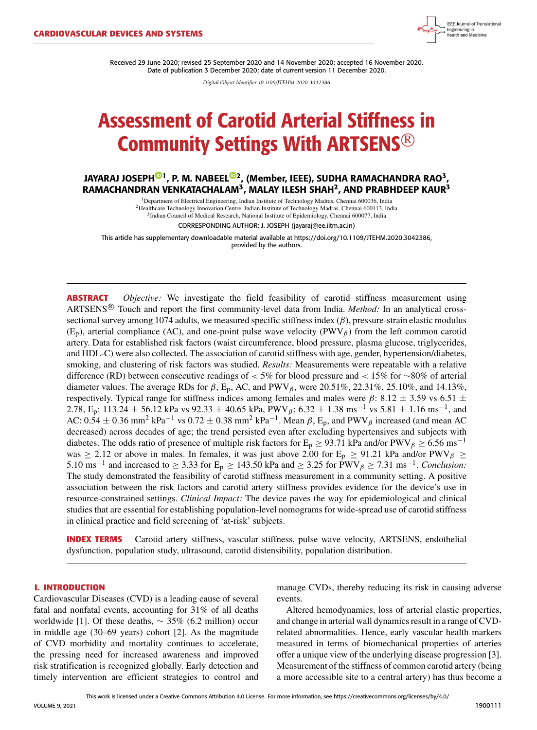Received 29 June 2020; revised 25 September 2020 and 14 November 2020; accepted 16 November 2020.
Date of publication 3 December 2020; date of current version 11 December 2020.

*Digital Object Identifier 10.1109/JTEHM.2020.3042386*

# Assessment of Carotid Arterial Stiffness in Community Settings With ARTSENS®

**JAYARAJ JOSEPH[1], P. M. NABEEL[2], (Member, IEEE), SUDHA RAMACHANDRA RAO[3], RAMACHANDRAN VENKATACHALAM[3], MALAY ILESH SHAH[2], AND PRABHDEEP KAUR[3]**

[1]Department of Electrical Engineering, Indian Institute of Technology Madras, Chennai 600036, India
[2]Healthcare Technology Innovation Centre, Indian Institute of Technology Madras, Chennai 600113, India
[3]Indian Council of Medical Research, National Institute of Epidemiology, Chennai 600077, India

CORRESPONDING AUTHOR: J. JOSEPH (jayaraj@ee.iitm.ac.in)

This article has supplementary downloadable material available at https://doi.org/10.1109/JTEHM.2020.3042386, provided by the authors.

**ABSTRACT** *Objective:* We investigate the field feasibility of carotid stiffness measurement using ARTSENS® Touch and report the first community-level data from India. *Method:* In an analytical cross-sectional survey among 1074 adults, we measured specific stiffness index ($\beta$), pressure-strain elastic modulus ($E_p$), arterial compliance (AC), and one-point pulse wave velocity ($PWV_\beta$) from the left common carotid artery. Data for established risk factors (waist circumference, blood pressure, plasma glucose, triglycerides, and HDL-C) were also collected. The association of carotid stiffness with age, gender, hypertension/diabetes, smoking, and clustering of risk factors was studied. *Results:* Measurements were repeatable with a relative difference (RD) between consecutive readings of $< 5\%$ for blood pressure and $< 15\%$ for $\sim$80% of arterial diameter values. The average RDs for $\beta$, $E_p$, AC, and $PWV_\beta$, were 20.51%, 22.31%, 25.10%, and 14.13%, respectively. Typical range for stiffness indices among females and males were $\beta$: $8.12 \pm 3.59$ vs $6.51 \pm 2.78$, $E_p$: $113.24 \pm 56.12$ kPa vs $92.33 \pm 40.65$ kPa, $PWV_\beta$: $6.32 \pm 1.38$ ms$^{-1}$ vs $5.81 \pm 1.16$ ms$^{-1}$, and AC: $0.54 \pm 0.36$ mm$^2$ kPa$^{-1}$ vs $0.72 \pm 0.38$ mm$^2$ kPa$^{-1}$. Mean $\beta$, $E_p$, and $PWV_\beta$ increased (and mean AC decreased) across decades of age; the trend persisted even after excluding hypertensives and subjects with diabetes. The odds ratio of presence of multiple risk factors for $E_p \geq 93.71$ kPa and/or $PWV_\beta \geq 6.56$ ms$^{-1}$ was $\geq 2.12$ or above in males. In females, it was just above 2.00 for $E_p \geq 91.21$ kPa and/or $PWV_\beta \geq 5.10$ ms$^{-1}$ and increased to $\geq 3.33$ for $E_p \geq 143.50$ kPa and $\geq 3.25$ for $PWV_\beta \geq 7.31$ ms$^{-1}$. *Conclusion:* The study demonstrated the feasibility of carotid stiffness measurement in a community setting. A positive association between the risk factors and carotid artery stiffness provides evidence for the device's use in resource-constrained settings. *Clinical Impact:* The device paves the way for epidemiological and clinical studies that are essential for establishing population-level nomograms for wide-spread use of carotid stiffness in clinical practice and field screening of 'at-risk' subjects.

**INDEX TERMS** Carotid artery stiffness, vascular stiffness, pulse wave velocity, ARTSENS, endothelial dysfunction, population study, ultrasound, carotid distensibility, population distribution.

## I. INTRODUCTION

Cardiovascular Diseases (CVD) is a leading cause of several fatal and nonfatal events, accounting for 31% of all deaths worldwide [1]. Of these deaths, $\sim$ 35% (6.2 million) occur in middle age (30–69 years) cohort [2]. As the magnitude of CVD morbidity and mortality continues to accelerate, the pressing need for increased awareness and improved risk stratification is recognized globally. Early detection and timely intervention are efficient strategies to control and manage CVDs, thereby reducing its risk in causing adverse events.

Altered hemodynamics, loss of arterial elastic properties, and change in arterial wall dynamics result in a range of CVD-related abnormalities. Hence, early vascular health markers measured in terms of biomechanical properties of arteries offer a unique view of the underlying disease progression [3]. Measurement of the stiffness of common carotid artery (being a more accessible site to a central artery) has thus become a

This work is licensed under a Creative Commons Attribution 4.0 License. For more information, see https://creativecommons.org/licenses/by/4.0/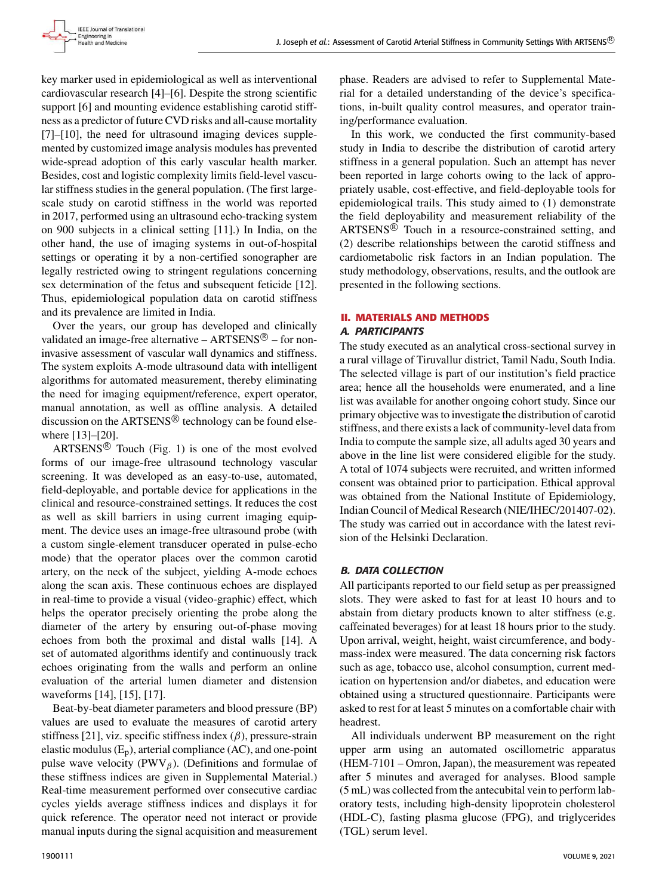key marker used in epidemiological as well as interventional cardiovascular research [4]–[6]. Despite the strong scientific support [6] and mounting evidence establishing carotid stiffness as a predictor of future CVD risks and all-cause mortality [7]–[10], the need for ultrasound imaging devices supplemented by customized image analysis modules has prevented wide-spread adoption of this early vascular health marker. Besides, cost and logistic complexity limits field-level vascular stiffness studies in the general population. (The first large-scale study on carotid stiffness in the world was reported in 2017, performed using an ultrasound echo-tracking system on 900 subjects in a clinical setting [11].) In India, on the other hand, the use of imaging systems in out-of-hospital settings or operating it by a non-certified sonographer are legally restricted owing to stringent regulations concerning sex determination of the fetus and subsequent feticide [12]. Thus, epidemiological population data on carotid stiffness and its prevalence are limited in India.

Over the years, our group has developed and clinically validated an image-free alternative – ARTSENS® – for non-invasive assessment of vascular wall dynamics and stiffness. The system exploits A-mode ultrasound data with intelligent algorithms for automated measurement, thereby eliminating the need for imaging equipment/reference, expert operator, manual annotation, as well as offline analysis. A detailed discussion on the ARTSENS® technology can be found elsewhere [13]–[20].

ARTSENS® Touch (Fig. 1) is one of the most evolved forms of our image-free ultrasound technology vascular screening. It was developed as an easy-to-use, automated, field-deployable, and portable device for applications in the clinical and resource-constrained settings. It reduces the cost as well as skill barriers in using current imaging equipment. The device uses an image-free ultrasound probe (with a custom single-element transducer operated in pulse-echo mode) that the operator places over the common carotid artery, on the neck of the subject, yielding A-mode echoes along the scan axis. These continuous echoes are displayed in real-time to provide a visual (video-graphic) effect, which helps the operator precisely orienting the probe along the diameter of the artery by ensuring out-of-phase moving echoes from both the proximal and distal walls [14]. A set of automated algorithms identify and continuously track echoes originating from the walls and perform an online evaluation of the arterial lumen diameter and distension waveforms [14], [15], [17].

Beat-by-beat diameter parameters and blood pressure (BP) values are used to evaluate the measures of carotid artery stiffness [21], viz. specific stiffness index ($\beta$), pressure-strain elastic modulus ($E_p$), arterial compliance (AC), and one-point pulse wave velocity ($PWV_\beta$). (Definitions and formulae of these stiffness indices are given in Supplemental Material.) Real-time measurement performed over consecutive cardiac cycles yields average stiffness indices and displays it for quick reference. The operator need not interact or provide manual inputs during the signal acquisition and measurement phase. Readers are advised to refer to Supplemental Material for a detailed understanding of the device's specifications, in-built quality control measures, and operator training/performance evaluation.

In this work, we conducted the first community-based study in India to describe the distribution of carotid artery stiffness in a general population. Such an attempt has never been reported in large cohorts owing to the lack of appropriately usable, cost-effective, and field-deployable tools for epidemiological trails. This study aimed to (1) demonstrate the field deployability and measurement reliability of the ARTSENS® Touch in a resource-constrained setting, and (2) describe relationships between the carotid stiffness and cardiometabolic risk factors in an Indian population. The study methodology, observations, results, and the outlook are presented in the following sections.

## II. MATERIALS AND METHODS

### A. PARTICIPANTS

The study executed as an analytical cross-sectional survey in a rural village of Tiruvallur district, Tamil Nadu, South India. The selected village is part of our institution's field practice area; hence all the households were enumerated, and a line list was available for another ongoing cohort study. Since our primary objective was to investigate the distribution of carotid stiffness, and there exists a lack of community-level data from India to compute the sample size, all adults aged 30 years and above in the line list were considered eligible for the study. A total of 1074 subjects were recruited, and written informed consent was obtained prior to participation. Ethical approval was obtained from the National Institute of Epidemiology, Indian Council of Medical Research (NIE/IHEC/201407-02). The study was carried out in accordance with the latest revision of the Helsinki Declaration.

### B. DATA COLLECTION

All participants reported to our field setup as per preassigned slots. They were asked to fast for at least 10 hours and to abstain from dietary products known to alter stiffness (e.g. caffeinated beverages) for at least 18 hours prior to the study. Upon arrival, weight, height, waist circumference, and body-mass-index were measured. The data concerning risk factors such as age, tobacco use, alcohol consumption, current medication on hypertension and/or diabetes, and education were obtained using a structured questionnaire. Participants were asked to rest for at least 5 minutes on a comfortable chair with headrest.

All individuals underwent BP measurement on the right upper arm using an automated oscillometric apparatus (HEM-7101 – Omron, Japan), the measurement was repeated after 5 minutes and averaged for analyses. Blood sample (5 mL) was collected from the antecubital vein to perform laboratory tests, including high-density lipoprotein cholesterol (HDL-C), fasting plasma glucose (FPG), and triglycerides (TGL) serum level.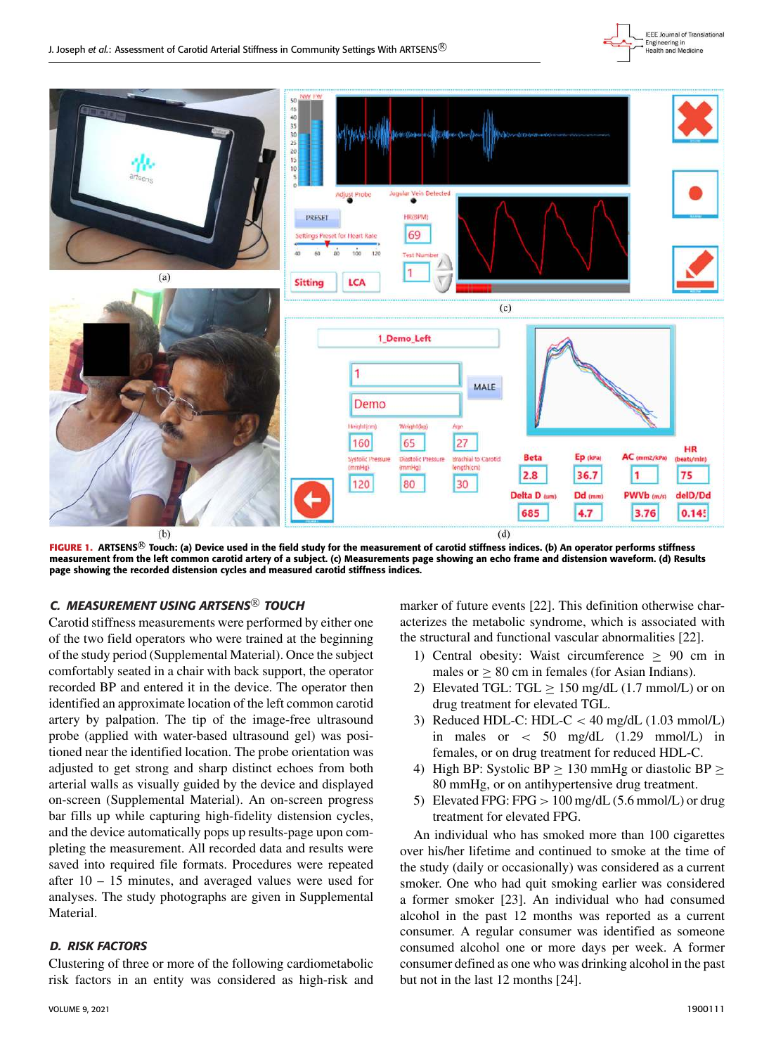**FIGURE 1. ARTSENS® Touch: (a) Device used in the field study for the measurement of carotid stiffness indices. (b) An operator performs stiffness measurement from the left common carotid artery of a subject. (c) Measurements page showing an echo frame and distension waveform. (d) Results page showing the recorded distension cycles and measured carotid stiffness indices.**

### *C. MEASUREMENT USING ARTSENS® TOUCH*

Carotid stiffness measurements were performed by either one of the two field operators who were trained at the beginning of the study period (Supplemental Material). Once the subject comfortably seated in a chair with back support, the operator recorded BP and entered it in the device. The operator then identified an approximate location of the left common carotid artery by palpation. The tip of the image-free ultrasound probe (applied with water-based ultrasound gel) was positioned near the identified location. The probe orientation was adjusted to get strong and sharp distinct echoes from both arterial walls as visually guided by the device and displayed on-screen (Supplemental Material). An on-screen progress bar fills up while capturing high-fidelity distension cycles, and the device automatically pops up results-page upon completing the measurement. All recorded data and results were saved into required file formats. Procedures were repeated after 10 – 15 minutes, and averaged values were used for analyses. The study photographs are given in Supplemental Material.

### *D. RISK FACTORS*

Clustering of three or more of the following cardiometabolic risk factors in an entity was considered as high-risk and marker of future events [22]. This definition otherwise characterizes the metabolic syndrome, which is associated with the structural and functional vascular abnormalities [22].

1) Central obesity: Waist circumference $\geq$ 90 cm in males or $\geq$ 80 cm in females (for Asian Indians).
2) Elevated TGL: TGL $\geq$ 150 mg/dL (1.7 mmol/L) or on drug treatment for elevated TGL.
3) Reduced HDL-C: HDL-C $<$ 40 mg/dL (1.03 mmol/L) in males or $<$ 50 mg/dL (1.29 mmol/L) in females, or on drug treatment for reduced HDL-C.
4) High BP: Systolic BP $\geq$ 130 mmHg or diastolic BP $\geq$ 80 mmHg, or on antihypertensive drug treatment.
5) Elevated FPG: FPG $>$ 100 mg/dL (5.6 mmol/L) or drug treatment for elevated FPG.

An individual who has smoked more than 100 cigarettes over his/her lifetime and continued to smoke at the time of the study (daily or occasionally) was considered as a current smoker. One who had quit smoking earlier was considered a former smoker [23]. An individual who had consumed alcohol in the past 12 months was reported as a current consumer. A regular consumer was identified as someone consumed alcohol one or more days per week. A former consumer defined as one who was drinking alcohol in the past but not in the last 12 months [24].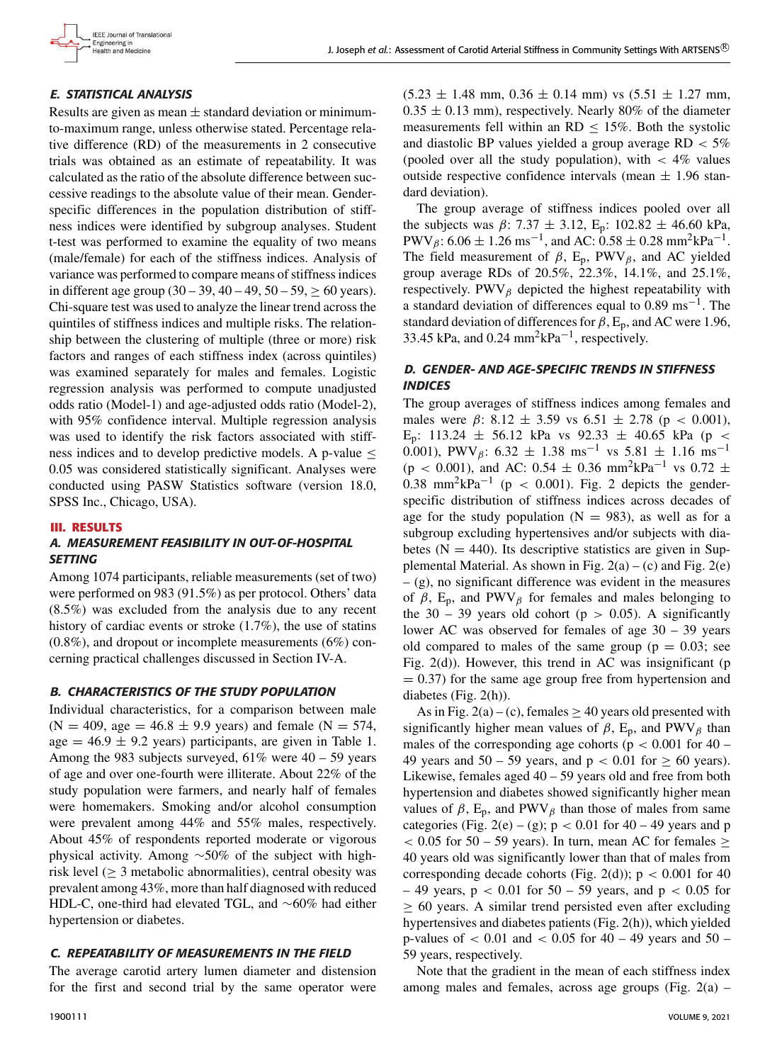### E. STATISTICAL ANALYSIS

Results are given as mean ± standard deviation or minimum-to-maximum range, unless otherwise stated. Percentage relative difference (RD) of the measurements in 2 consecutive trials was obtained as an estimate of repeatability. It was calculated as the ratio of the absolute difference between successive readings to the absolute value of their mean. Gender-specific differences in the population distribution of stiffness indices were identified by subgroup analyses. Student t-test was performed to examine the equality of two means (male/female) for each of the stiffness indices. Analysis of variance was performed to compare means of stiffness indices in different age group (30 – 39, 40 – 49, 50 – 59, ≥ 60 years). Chi-square test was used to analyze the linear trend across the quintiles of stiffness indices and multiple risks. The relationship between the clustering of multiple (three or more) risk factors and ranges of each stiffness index (across quintiles) was examined separately for males and females. Logistic regression analysis was performed to compute unadjusted odds ratio (Model-1) and age-adjusted odds ratio (Model-2), with 95% confidence interval. Multiple regression analysis was used to identify the risk factors associated with stiffness indices and to develop predictive models. A p-value ≤ 0.05 was considered statistically significant. Analyses were conducted using PASW Statistics software (version 18.0, SPSS Inc., Chicago, USA).

## III. RESULTS

### A. MEASUREMENT FEASIBILITY IN OUT-OF-HOSPITAL SETTING

Among 1074 participants, reliable measurements (set of two) were performed on 983 (91.5%) as per protocol. Others' data (8.5%) was excluded from the analysis due to any recent history of cardiac events or stroke (1.7%), the use of statins (0.8%), and dropout or incomplete measurements (6%) concerning practical challenges discussed in Section IV-A.

### B. CHARACTERISTICS OF THE STUDY POPULATION

Individual characteristics, for a comparison between male (N = 409, age = 46.8 ± 9.9 years) and female (N = 574, age = 46.9 ± 9.2 years) participants, are given in Table 1. Among the 983 subjects surveyed, 61% were 40 – 59 years of age and over one-fourth were illiterate. About 22% of the study population were farmers, and nearly half of females were homemakers. Smoking and/or alcohol consumption were prevalent among 44% and 55% males, respectively. About 45% of respondents reported moderate or vigorous physical activity. Among ∼50% of the subject with high-risk level (≥ 3 metabolic abnormalities), central obesity was prevalent among 43%, more than half diagnosed with reduced HDL-C, one-third had elevated TGL, and ∼60% had either hypertension or diabetes.

### C. REPEATABILITY OF MEASUREMENTS IN THE FIELD

The average carotid artery lumen diameter and distension for the first and second trial by the same operator were (5.23 ± 1.48 mm, 0.36 ± 0.14 mm) vs (5.51 ± 1.27 mm, 0.35 ± 0.13 mm), respectively. Nearly 80% of the diameter measurements fell within an RD ≤ 15%. Both the systolic and diastolic BP values yielded a group average RD < 5% (pooled over all the study population), with < 4% values outside respective confidence intervals (mean ± 1.96 standard deviation).

The group average of stiffness indices pooled over all the subjects was $\beta$: 7.37 ± 3.12, $E_p$: 102.82 ± 46.60 kPa, $PWV_\beta$: 6.06 ± 1.26 $ms^{-1}$, and AC: 0.58 ± 0.28 $mm^2kPa^{-1}$. The field measurement of $\beta$, $E_p$, $PWV_\beta$, and AC yielded group average RDs of 20.5%, 22.3%, 14.1%, and 25.1%, respectively. $PWV_\beta$ depicted the highest repeatability with a standard deviation of differences equal to 0.89 $ms^{-1}$. The standard deviation of differences for $\beta$, $E_p$, and AC were 1.96, 33.45 kPa, and 0.24 $mm^2kPa^{-1}$, respectively.

### D. GENDER- AND AGE-SPECIFIC TRENDS IN STIFFNESS INDICES

The group averages of stiffness indices among females and males were $\beta$: 8.12 ± 3.59 vs 6.51 ± 2.78 ($p < 0.001$), $E_p$: 113.24 ± 56.12 kPa vs 92.33 ± 40.65 kPa ($p < 0.001$), $PWV_\beta$: 6.32 ± 1.38 $ms^{-1}$ vs 5.81 ± 1.16 $ms^{-1}$ ($p < 0.001$), and AC: 0.54 ± 0.36 $mm^2kPa^{-1}$ vs 0.72 ± 0.38 $mm^2kPa^{-1}$ ($p < 0.001$). Fig. 2 depicts the gender-specific distribution of stiffness indices across decades of age for the study population (N = 983), as well as for a subgroup excluding hypertensives and/or subjects with diabetes (N = 440). Its descriptive statistics are given in Supplemental Material. As shown in Fig. 2(a) – (c) and Fig. 2(e) – (g), no significant difference was evident in the measures of $\beta$, $E_p$, and $PWV_\beta$ for females and males belonging to the 30 – 39 years old cohort ($p > 0.05$). A significantly lower AC was observed for females of age 30 – 39 years old compared to males of the same group ($p = 0.03$; see Fig. 2(d)). However, this trend in AC was insignificant ($p = 0.37$) for the same age group free from hypertension and diabetes (Fig. 2(h)).

As in Fig. 2(a) – (c), females ≥ 40 years old presented with significantly higher mean values of $\beta$, $E_p$, and $PWV_\beta$ than males of the corresponding age cohorts ($p < 0.001$ for 40 – 49 years and 50 – 59 years, and $p < 0.01$ for ≥ 60 years). Likewise, females aged 40 – 59 years old and free from both hypertension and diabetes showed significantly higher mean values of $\beta$, $E_p$, and $PWV_\beta$ than those of males from same categories (Fig. 2(e) – (g); $p < 0.01$ for 40 – 49 years and $p < 0.05$ for 50 – 59 years). In turn, mean AC for females ≥ 40 years old was significantly lower than that of males from corresponding decade cohorts (Fig. 2(d)); $p < 0.001$ for 40 – 49 years, $p < 0.01$ for 50 – 59 years, and $p < 0.05$ for ≥ 60 years. A similar trend persisted even after excluding hypertensives and diabetes patients (Fig. 2(h)), which yielded p-values of < 0.01 and < 0.05 for 40 – 49 years and 50 – 59 years, respectively.

Note that the gradient in the mean of each stiffness index among males and females, across age groups (Fig. 2(a) –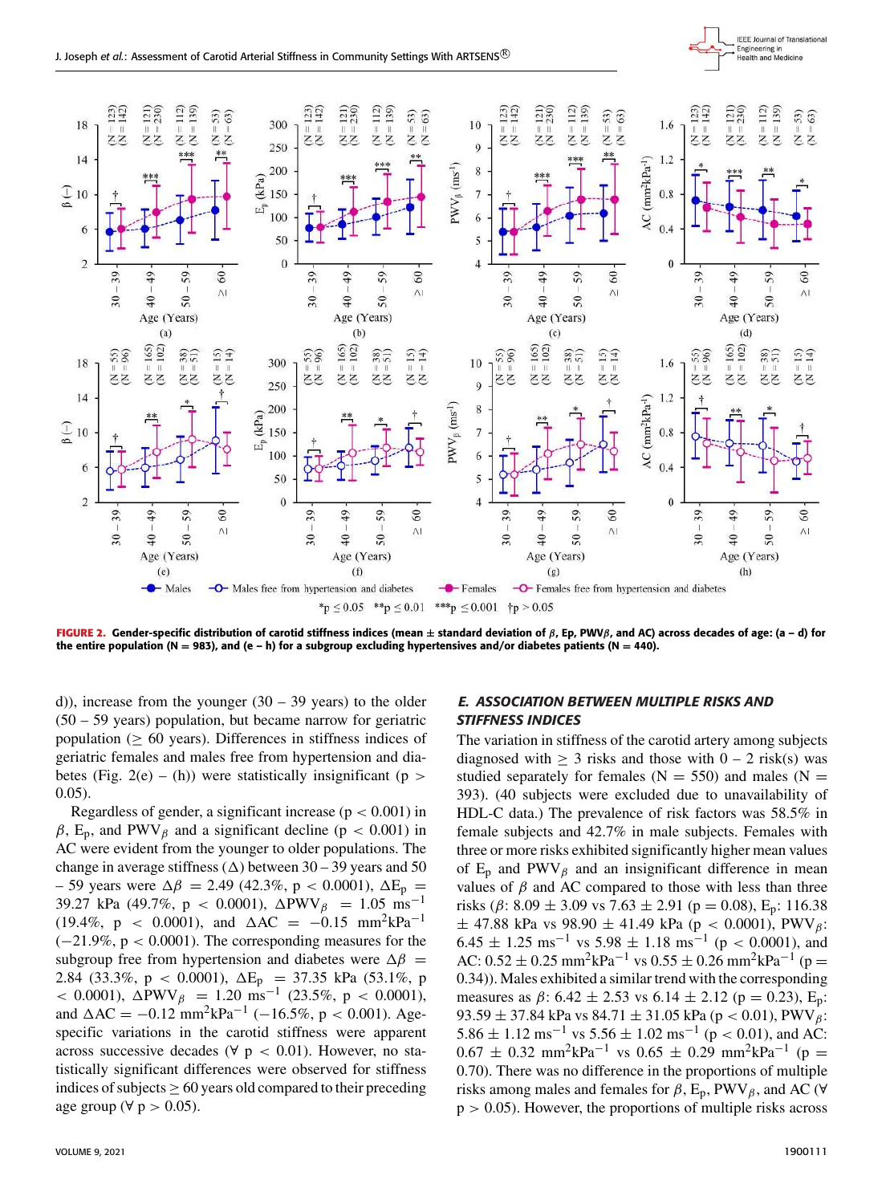FIGURE 2. Gender-specific distribution of carotid stiffness indices (mean ± standard deviation of $\beta$, Ep, PWV$\beta$, and AC) across decades of age: (a – d) for the entire population (N = 983), and (e – h) for a subgroup excluding hypertensives and/or diabetes patients (N = 440).

d)), increase from the younger (30 – 39 years) to the older (50 – 59 years) population, but became narrow for geriatric population ($\geq$ 60 years). Differences in stiffness indices of geriatric females and males free from hypertension and diabetes (Fig. 2(e) – (h)) were statistically insignificant ($p > 0.05$).

Regardless of gender, a significant increase ($p < 0.001$) in $\beta$, $E_p$, and $PWV_\beta$ and a significant decline ($p < 0.001$) in AC were evident from the younger to older populations. The change in average stiffness ($\Delta$) between 30 – 39 years and 50 – 59 years were $\Delta\beta$ = 2.49 (42.3%, $p < 0.0001$), $\Delta E_p$ = 39.27 kPa (49.7%, $p < 0.0001$), $\Delta PWV_\beta$ = 1.05 ms$^{-1}$ (19.4%, $p < 0.0001$), and $\Delta AC$ = −0.15 mm$^2$kPa$^{-1}$ (−21.9%, $p < 0.0001$). The corresponding measures for the subgroup free from hypertension and diabetes were $\Delta\beta$ = 2.84 (33.3%, $p < 0.0001$), $\Delta E_p$ = 37.35 kPa (53.1%, $p < 0.0001$), $\Delta PWV_\beta$ = 1.20 ms$^{-1}$ (23.5%, $p < 0.0001$), and $\Delta AC$ = −0.12 mm$^2$kPa$^{-1}$ (−16.5%, $p < 0.001$). Age-specific variations in the carotid stiffness were apparent across successive decades ($\forall$ $p < 0.01$). However, no statistically significant differences were observed for stiffness indices of subjects $\geq$ 60 years old compared to their preceding age group ($\forall$ $p > 0.05$).

### *E. ASSOCIATION BETWEEN MULTIPLE RISKS AND STIFFNESS INDICES*

The variation in stiffness of the carotid artery among subjects diagnosed with $\geq$ 3 risks and those with 0 – 2 risk(s) was studied separately for females (N = 550) and males (N = 393). (40 subjects were excluded due to unavailability of HDL-C data.) The prevalence of risk factors was 58.5% in female subjects and 42.7% in male subjects. Females with three or more risks exhibited significantly higher mean values of $E_p$ and $PWV_\beta$ and an insignificant difference in mean values of $\beta$ and AC compared to those with less than three risks ($\beta$: 8.09 ± 3.09 vs 7.63 ± 2.91 ($p = 0.08$), $E_p$: 116.38 ± 47.88 kPa vs 98.90 ± 41.49 kPa ($p < 0.0001$), $PWV_\beta$: 6.45 ± 1.25 ms$^{-1}$ vs 5.98 ± 1.18 ms$^{-1}$ ($p < 0.0001$), and AC: 0.52 ± 0.25 mm$^2$kPa$^{-1}$ vs 0.55 ± 0.26 mm$^2$kPa$^{-1}$ ($p = 0.34$)). Males exhibited a similar trend with the corresponding measures as $\beta$: 6.42 ± 2.53 vs 6.14 ± 2.12 ($p = 0.23$), $E_p$: 93.59 ± 37.84 kPa vs 84.71 ± 31.05 kPa ($p < 0.01$), $PWV_\beta$: 5.86 ± 1.12 ms$^{-1}$ vs 5.56 ± 1.02 ms$^{-1}$ ($p < 0.01$), and AC: 0.67 ± 0.32 mm$^2$kPa$^{-1}$ vs 0.65 ± 0.29 mm$^2$kPa$^{-1}$ ($p = 0.70$). There was no difference in the proportions of multiple risks among males and females for $\beta$, $E_p$, $PWV_\beta$, and AC ($\forall$ $p > 0.05$). However, the proportions of multiple risks across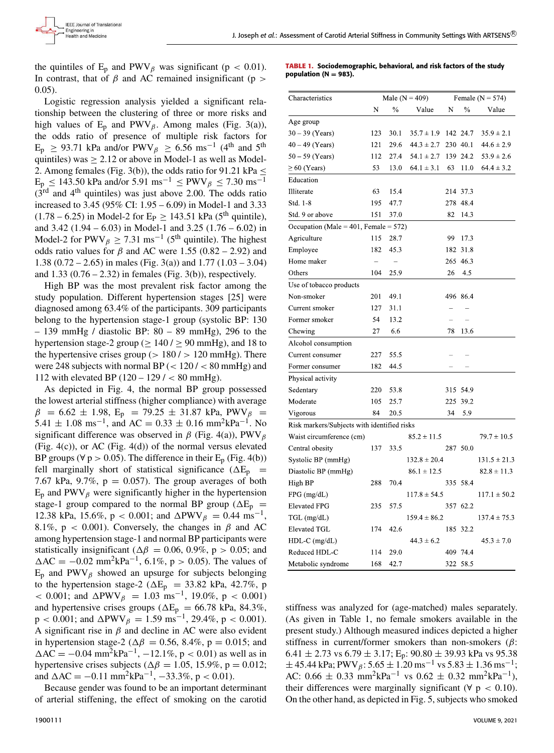the quintiles of $E_p$ and $PWV_\beta$ was significant ($p < 0.01$). In contrast, that of $\beta$ and AC remained insignificant ($p > 0.05$).

Logistic regression analysis yielded a significant relationship between the clustering of three or more risks and high values of $E_p$ and $PWV_\beta$. Among males (Fig. 3(a)), the odds ratio of presence of multiple risk factors for $E_p \geq 93.71$ kPa and/or $PWV_\beta \geq 6.56$ ms$^{-1}$ (4$^{th}$ and 5$^{th}$ quintiles) was $\geq 2.12$ or above in Model-1 as well as Model-2. Among females (Fig. 3(b)), the odds ratio for $91.21$ kPa $\leq E_p \leq 143.50$ kPa and/or $5.91$ ms$^{-1}$ $\leq PWV_\beta \leq 7.30$ ms$^{-1}$ (3$^{rd}$ and 4$^{th}$ quintiles) was just above 2.00. The odds ratio increased to 3.45 (95% CI: 1.95 – 6.09) in Model-1 and 3.33 (1.78 – 6.25) in Model-2 for $E_P \geq 143.51$ kPa (5$^{th}$ quintile), and 3.42 (1.94 – 6.03) in Model-1 and 3.25 (1.76 – 6.02) in Model-2 for $PWV_\beta \geq 7.31$ ms$^{-1}$ (5$^{th}$ quintile). The highest odds ratio values for $\beta$ and AC were 1.55 (0.82 – 2.92) and 1.38 (0.72 – 2.65) in males (Fig. 3(a)) and 1.77 (1.03 – 3.04) and 1.33 (0.76 – 2.32) in females (Fig. 3(b)), respectively.

High BP was the most prevalent risk factor among the study population. Different hypertension stages [25] were diagnosed among 63.4% of the participants. 309 participants belong to the hypertension stage-1 group (systolic BP: 130 – 139 mmHg / diastolic BP: 80 – 89 mmHg), 296 to the hypertension stage-2 group ($\geq 140$ / $\geq 90$ mmHg), and 18 to the hypertensive crises group ($> 180$ / $> 120$ mmHg). There were 248 subjects with normal BP ($< 120$ / $< 80$ mmHg) and 112 with elevated BP (120 – 129 / $< 80$ mmHg).

As depicted in Fig. 4, the normal BP group possessed the lowest arterial stiffness (higher compliance) with average $\beta = 6.62 \pm 1.98$, $E_p = 79.25 \pm 31.87$ kPa, $PWV_\beta = 5.41 \pm 1.08$ ms$^{-1}$, and AC $= 0.33 \pm 0.16$ mm$^2$kPa$^{-1}$. No significant difference was observed in $\beta$ (Fig. 4(a)), $PWV_\beta$ (Fig. 4(c)), or AC (Fig. 4(d)) of the normal versus elevated BP groups ($\forall$ $p > 0.05$). The difference in their $E_p$ (Fig. 4(b)) fell marginally short of statistical significance ($\Delta E_p = 7.67$ kPa, 9.7%, $p = 0.057$). The group averages of both $E_p$ and $PWV_\beta$ were significantly higher in the hypertension stage-1 group compared to the normal BP group ($\Delta E_p = 12.38$ kPa, 15.6%, $p < 0.001$; and $\Delta PWV_\beta = 0.44$ ms$^{-1}$, 8.1%, $p < 0.001$). Conversely, the changes in $\beta$ and AC among hypertension stage-1 and normal BP participants were statistically insignificant ($\Delta\beta = 0.06$, 0.9%, $p > 0.05$; and $\Delta AC = -0.02$ mm$^2$kPa$^{-1}$, 6.1%, $p > 0.05$). The values of $E_p$ and $PWV_\beta$ showed an upsurge for subjects belonging to the hypertension stage-2 ($\Delta E_p = 33.82$ kPa, 42.7%, $p < 0.001$; and $\Delta PWV_\beta = 1.03$ ms$^{-1}$, 19.0%, $p < 0.001$) and hypertensive crises groups ($\Delta E_p = 66.78$ kPa, 84.3%, $p < 0.001$; and $\Delta PWV_\beta = 1.59$ ms$^{-1}$, 29.4%, $p < 0.001$). A significant rise in $\beta$ and decline in AC were also evident in hypertension stage-2 ($\Delta\beta = 0.56$, 8.4%, $p = 0.015$; and $\Delta AC = -0.04$ mm$^2$kPa$^{-1}$, $-12.1$%, $p < 0.01$) as well as in hypertensive crises subjects ($\Delta\beta = 1.05$, 15.9%, $p = 0.012$; and $\Delta AC = -0.11$ mm$^2$kPa$^{-1}$, $-33.3$%, $p < 0.01$).

Because gender was found to be an important determinant of arterial stiffening, the effect of smoking on the carotid stiffness was analyzed for (age-matched) males separately. (As given in Table 1, no female smokers available in the present study.) Although measured indices depicted a higher stiffness in current/former smokers than non-smokers ($\beta$: $6.41 \pm 2.73$ vs $6.79 \pm 3.17$; $E_p$: $90.80 \pm 39.93$ kPa vs $95.38 \pm 45.44$ kPa; $PWV_\beta$: $5.65 \pm 1.20$ ms$^{-1}$ vs $5.83 \pm 1.36$ ms$^{-1}$; AC: $0.66 \pm 0.33$ mm$^2$kPa$^{-1}$ vs $0.62 \pm 0.32$ mm$^2$kPa$^{-1}$), their differences were marginally significant ($\forall$ $p < 0.10$). On the other hand, as depicted in Fig. 5, subjects who smoked

**TABLE 1. Sociodemographic, behavioral, and risk factors of the study population (N = 983).**

| Characteristics | Male (N = 409) | | | Female (N = 574) | | |
|---|---|---|---|---|---|---|
| | N | % | Value | N | % | Value |
| Age group | | | | | | |
| 30 – 39 (Years) | 123 | 30.1 | 35.7 ± 1.9 | 142 | 24.7 | 35.9 ± 2.1 |
| 40 – 49 (Years) | 121 | 29.6 | 44.3 ± 2.7 | 230 | 40.1 | 44.6 ± 2.9 |
| 50 – 59 (Years) | 112 | 27.4 | 54.1 ± 2.7 | 139 | 24.2 | 53.9 ± 2.6 |
| ≥ 60 (Years) | 53 | 13.0 | 64.1 ± 3.1 | 63 | 11.0 | 64.4 ± 3.2 |
| Education | | | | | | |
| Illiterate | 63 | 15.4 | | 214 | 37.3 | |
| Std. 1-8 | 195 | 47.7 | | 278 | 48.4 | |
| Std. 9 or above | 151 | 37.0 | | 82 | 14.3 | |
| Occupation (Male = 401, Female = 572) | | | | | | |
| Agriculture | 115 | 28.7 | | 99 | 17.3 | |
| Employee | 182 | 45.3 | | 182 | 31.8 | |
| Home maker | – | – | | 265 | 46.3 | |
| Others | 104 | 25.9 | | 26 | 4.5 | |
| Use of tobacco products | | | | | | |
| Non-smoker | 201 | 49.1 | | 496 | 86.4 | |
| Current smoker | 127 | 31.1 | | – | – | |
| Former smoker | 54 | 13.2 | | – | – | |
| Chewing | 27 | 6.6 | | 78 | 13.6 | |
| Alcohol consumption | | | | | | |
| Current consumer | 227 | 55.5 | | – | – | |
| Former consumer | 182 | 44.5 | | – | – | |
| Physical activity | | | | | | |
| Sedentary | 220 | 53.8 | | 315 | 54.9 | |
| Moderate | 105 | 25.7 | | 225 | 39.2 | |
| Vigorous | 84 | 20.5 | | 34 | 5.9 | |
| Risk markers/Subjects with identified risks | | | | | | |
| Waist circumference (cm) | | | 85.2 ± 11.5 | | | 79.7 ± 10.5 |
| Central obesity | 137 | 33.5 | | 287 | 50.0 | |
| Systolic BP (mmHg) | | | 132.8 ± 20.4 | | | 131.5 ± 21.3 |
| Diastolic BP (mmHg) | | | 86.1 ± 12.5 | | | 82.8 ± 11.3 |
| High BP | 288 | 70.4 | | 335 | 58.4 | |
| FPG (mg/dL) | | | 117.8 ± 54.5 | | | 117.1 ± 50.2 |
| Elevated FPG | 235 | 57.5 | | 357 | 62.2 | |
| TGL (mg/dL) | | | 159.4 ± 86.2 | | | 137.4 ± 75.3 |
| Elevated TGL | 174 | 42.6 | | 185 | 32.2 | |
| HDL-C (mg/dL) | | | 44.3 ± 6.2 | | | 45.3 ± 7.0 |
| Reduced HDL-C | 114 | 29.0 | | 409 | 74.4 | |
| Metabolic syndrome | 168 | 42.7 | | 322 | 58.5 | |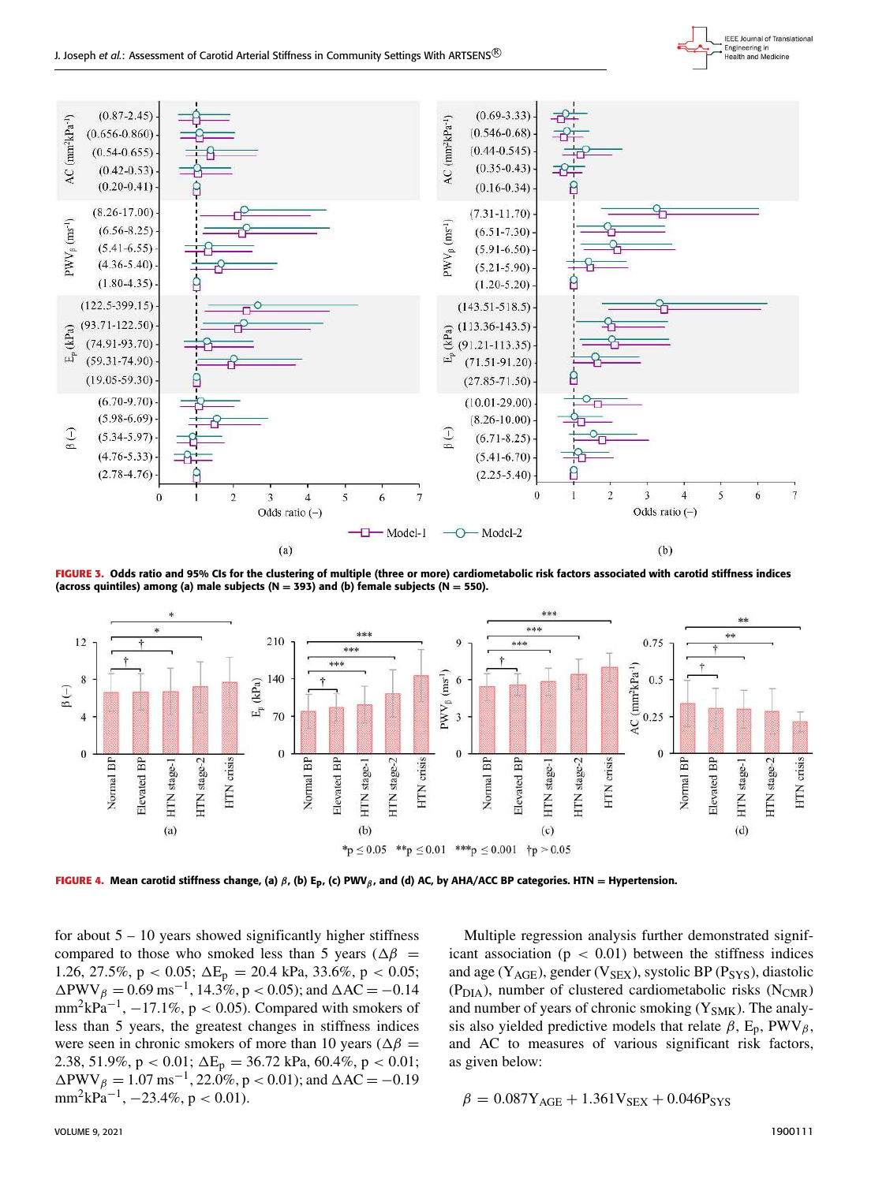FIGURE 3. Odds ratio and 95% CIs for the clustering of multiple (three or more) cardiometabolic risk factors associated with carotid stiffness indices (across quintiles) among (a) male subjects (N = 393) and (b) female subjects (N = 550).

FIGURE 4. Mean carotid stiffness change, (a) $\beta$, (b) $E_p$, (c) $PWV_\beta$, and (d) AC, by AHA/ACC BP categories. HTN = Hypertension.

for about 5 – 10 years showed significantly higher stiffness compared to those who smoked less than 5 years ($\Delta\beta$ = 1.26, 27.5%, $p < 0.05$; $\Delta E_p$ = 20.4 kPa, 33.6%, $p < 0.05$; $\Delta PWV_\beta = 0.69$ ms$^{-1}$, 14.3%, $p < 0.05$); and $\Delta AC = -0.14$ mm$^2$kPa$^{-1}$, −17.1%, $p < 0.05$). Compared with smokers of less than 5 years, the greatest changes in stiffness indices were seen in chronic smokers of more than 10 years ($\Delta\beta$ = 2.38, 51.9%, $p < 0.01$; $\Delta E_p$ = 36.72 kPa, 60.4%, $p < 0.01$; $\Delta PWV_\beta = 1.07$ ms$^{-1}$, 22.0%, $p < 0.01$); and $\Delta AC = -0.19$ mm$^2$kPa$^{-1}$, −23.4%, $p < 0.01$).

Multiple regression analysis further demonstrated significant association ($p < 0.01$) between the stiffness indices and age ($Y_{AGE}$), gender ($V_{SEX}$), systolic BP ($P_{SYS}$), diastolic ($P_{DIA}$), number of clustered cardiometabolic risks ($N_{CMR}$) and number of years of chronic smoking ($Y_{SMK}$). The analysis also yielded predictive models that relate $\beta$, $E_p$, $PWV_\beta$, and AC to measures of various significant risk factors, as given below:

$$\beta = 0.087Y_{AGE} + 1.361V_{SEX} + 0.046P_{SYS}$$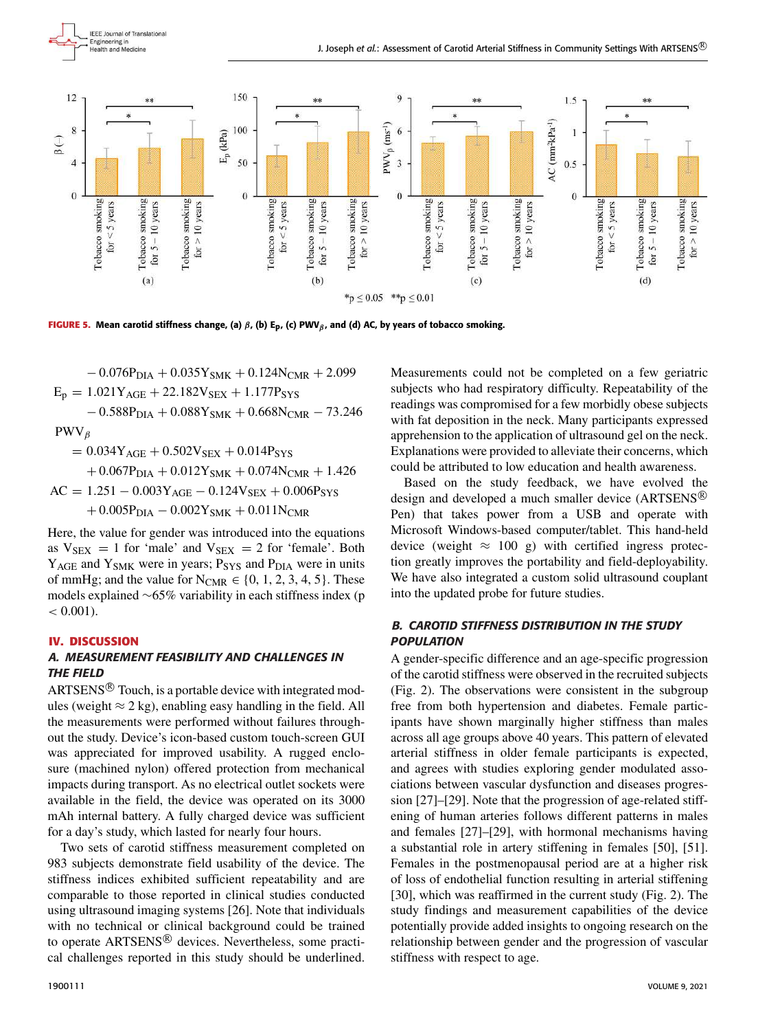FIGURE 5. Mean carotid stiffness change, (a) $\beta$, (b) $E_p$, (c) $PWV_\beta$, and (d) AC, by years of tobacco smoking.

$$- 0.076P_{DIA} + 0.035Y_{SMK} + 0.124N_{CMR} + 2.099$$

$$E_p = 1.021Y_{AGE} + 22.182V_{SEX} + 1.177P_{SYS} - 0.588P_{DIA} + 0.088Y_{SMK} + 0.668N_{CMR} - 73.246$$

$$PWV_\beta = 0.034Y_{AGE} + 0.502V_{SEX} + 0.014P_{SYS} + 0.067P_{DIA} + 0.012Y_{SMK} + 0.074N_{CMR} + 1.426$$

$$AC = 1.251 - 0.003Y_{AGE} - 0.124V_{SEX} + 0.006P_{SYS} + 0.005P_{DIA} - 0.002Y_{SMK} + 0.011N_{CMR}$$

Here, the value for gender was introduced into the equations as $V_{SEX} = 1$ for 'male' and $V_{SEX} = 2$ for 'female'. Both $Y_{AGE}$ and $Y_{SMK}$ were in years; $P_{SYS}$ and $P_{DIA}$ were in units of mmHg; and the value for $N_{CMR} \in \{0, 1, 2, 3, 4, 5\}$. These models explained ~65% variability in each stiffness index ($p < 0.001$).

## IV. DISCUSSION

### A. MEASUREMENT FEASIBILITY AND CHALLENGES IN THE FIELD

ARTSENS® Touch, is a portable device with integrated modules (weight ≈ 2 kg), enabling easy handling in the field. All the measurements were performed without failures throughout the study. Device's icon-based custom touch-screen GUI was appreciated for improved usability. A rugged enclosure (machined nylon) offered protection from mechanical impacts during transport. As no electrical outlet sockets were available in the field, the device was operated on its 3000 mAh internal battery. A fully charged device was sufficient for a day's study, which lasted for nearly four hours.

Two sets of carotid stiffness measurement completed on 983 subjects demonstrate field usability of the device. The stiffness indices exhibited sufficient repeatability and are comparable to those reported in clinical studies conducted using ultrasound imaging systems [26]. Note that individuals with no technical or clinical background could be trained to operate ARTSENS® devices. Nevertheless, some practical challenges reported in this study should be underlined. Measurements could not be completed on a few geriatric subjects who had respiratory difficulty. Repeatability of the readings was compromised for a few morbidly obese subjects with fat deposition in the neck. Many participants expressed apprehension to the application of ultrasound gel on the neck. Explanations were provided to alleviate their concerns, which could be attributed to low education and health awareness.

Based on the study feedback, we have evolved the design and developed a much smaller device (ARTSENS® Pen) that takes power from a USB and operate with Microsoft Windows-based computer/tablet. This hand-held device (weight ≈ 100 g) with certified ingress protection greatly improves the portability and field-deployability. We have also integrated a custom solid ultrasound couplant into the updated probe for future studies.

### B. CAROTID STIFFNESS DISTRIBUTION IN THE STUDY POPULATION

A gender-specific difference and an age-specific progression of the carotid stiffness were observed in the recruited subjects (Fig. 2). The observations were consistent in the subgroup free from both hypertension and diabetes. Female participants have shown marginally higher stiffness than males across all age groups above 40 years. This pattern of elevated arterial stiffness in older female participants is expected, and agrees with studies exploring gender modulated associations between vascular dysfunction and diseases progression [27]–[29]. Note that the progression of age-related stiffening of human arteries follows different patterns in males and females [27]–[29], with hormonal mechanisms having a substantial role in artery stiffening in females [50], [51]. Females in the postmenopausal period are at a higher risk of loss of endothelial function resulting in arterial stiffening [30], which was reaffirmed in the current study (Fig. 2). The study findings and measurement capabilities of the device potentially provide added insights to ongoing research on the relationship between gender and the progression of vascular stiffness with respect to age.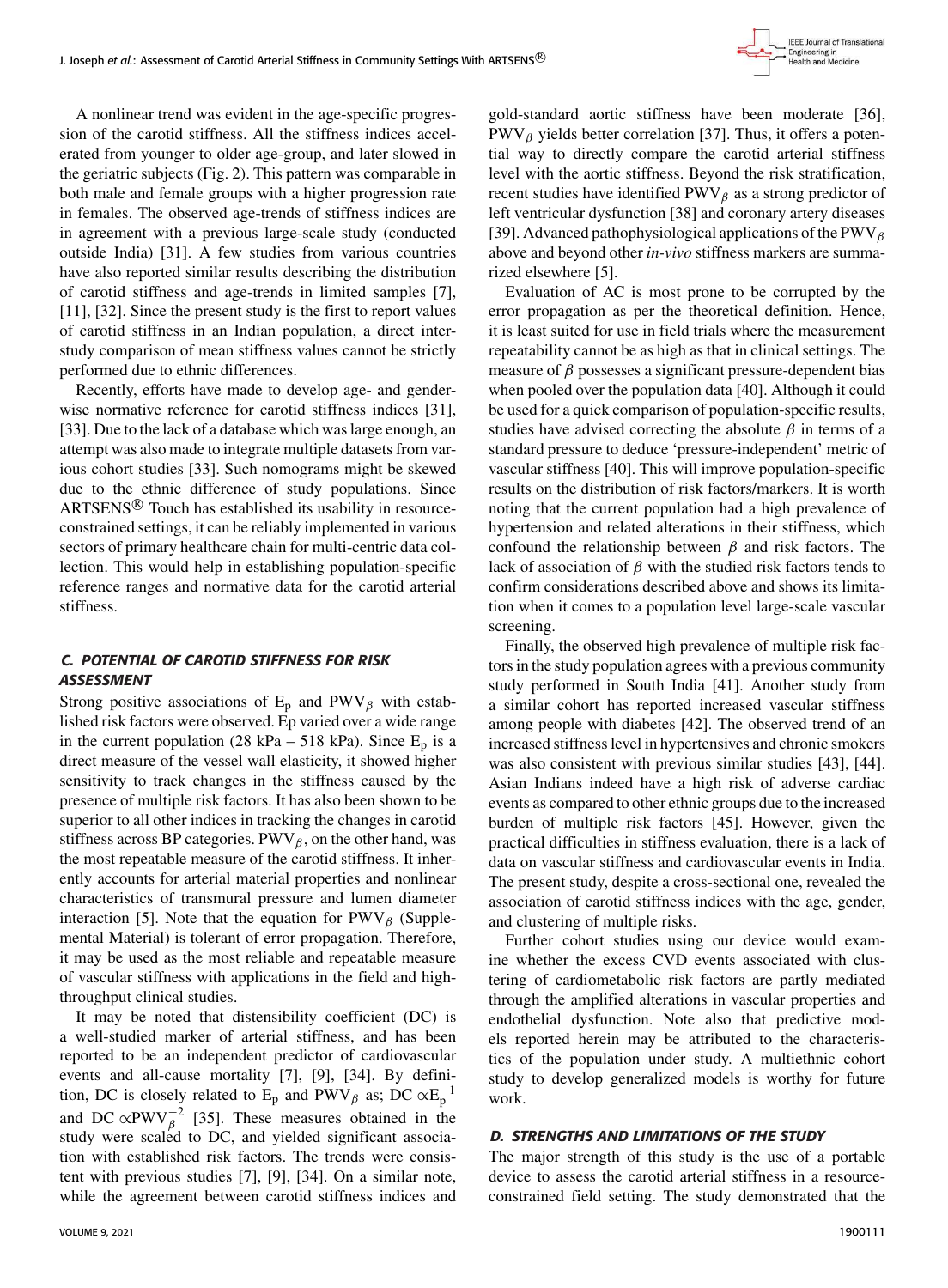A nonlinear trend was evident in the age-specific progression of the carotid stiffness. All the stiffness indices accelerated from younger to older age-group, and later slowed in the geriatric subjects (Fig. 2). This pattern was comparable in both male and female groups with a higher progression rate in females. The observed age-trends of stiffness indices are in agreement with a previous large-scale study (conducted outside India) [31]. A few studies from various countries have also reported similar results describing the distribution of carotid stiffness and age-trends in limited samples [7], [11], [32]. Since the present study is the first to report values of carotid stiffness in an Indian population, a direct inter-study comparison of mean stiffness values cannot be strictly performed due to ethnic differences.

Recently, efforts have made to develop age- and gender-wise normative reference for carotid stiffness indices [31], [33]. Due to the lack of a database which was large enough, an attempt was also made to integrate multiple datasets from various cohort studies [33]. Such nomograms might be skewed due to the ethnic difference of study populations. Since ARTSENS® Touch has established its usability in resource-constrained settings, it can be reliably implemented in various sectors of primary healthcare chain for multi-centric data collection. This would help in establishing population-specific reference ranges and normative data for the carotid arterial stiffness.

### C. POTENTIAL OF CAROTID STIFFNESS FOR RISK ASSESSMENT

Strong positive associations of $E_p$ and $PWV_\beta$ with established risk factors were observed. Ep varied over a wide range in the current population (28 kPa – 518 kPa). Since $E_p$ is a direct measure of the vessel wall elasticity, it showed higher sensitivity to track changes in the stiffness caused by the presence of multiple risk factors. It has also been shown to be superior to all other indices in tracking the changes in carotid stiffness across BP categories. $PWV_\beta$, on the other hand, was the most repeatable measure of the carotid stiffness. It inherently accounts for arterial material properties and nonlinear characteristics of transmural pressure and lumen diameter interaction [5]. Note that the equation for $PWV_\beta$ (Supplemental Material) is tolerant of error propagation. Therefore, it may be used as the most reliable and repeatable measure of vascular stiffness with applications in the field and high-throughput clinical studies.

It may be noted that distensibility coefficient (DC) is a well-studied marker of arterial stiffness, and has been reported to be an independent predictor of cardiovascular events and all-cause mortality [7], [9], [34]. By definition, DC is closely related to $E_p$ and $PWV_\beta$ as; DC $\propto E_p^{-1}$ and DC $\propto PWV_\beta^{-2}$ [35]. These measures obtained in the study were scaled to DC, and yielded significant association with established risk factors. The trends were consistent with previous studies [7], [9], [34]. On a similar note, while the agreement between carotid stiffness indices and gold-standard aortic stiffness have been moderate [36], $PWV_\beta$ yields better correlation [37]. Thus, it offers a potential way to directly compare the carotid arterial stiffness level with the aortic stiffness. Beyond the risk stratification, recent studies have identified $PWV_\beta$ as a strong predictor of left ventricular dysfunction [38] and coronary artery diseases [39]. Advanced pathophysiological applications of the $PWV_\beta$ above and beyond other *in-vivo* stiffness markers are summarized elsewhere [5].

Evaluation of AC is most prone to be corrupted by the error propagation as per the theoretical definition. Hence, it is least suited for use in field trials where the measurement repeatability cannot be as high as that in clinical settings. The measure of $\beta$ possesses a significant pressure-dependent bias when pooled over the population data [40]. Although it could be used for a quick comparison of population-specific results, studies have advised correcting the absolute $\beta$ in terms of a standard pressure to deduce 'pressure-independent' metric of vascular stiffness [40]. This will improve population-specific results on the distribution of risk factors/markers. It is worth noting that the current population had a high prevalence of hypertension and related alterations in their stiffness, which confound the relationship between $\beta$ and risk factors. The lack of association of $\beta$ with the studied risk factors tends to confirm considerations described above and shows its limitation when it comes to a population level large-scale vascular screening.

Finally, the observed high prevalence of multiple risk factors in the study population agrees with a previous community study performed in South India [41]. Another study from a similar cohort has reported increased vascular stiffness among people with diabetes [42]. The observed trend of an increased stiffness level in hypertensives and chronic smokers was also consistent with previous similar studies [43], [44]. Asian Indians indeed have a high risk of adverse cardiac events as compared to other ethnic groups due to the increased burden of multiple risk factors [45]. However, given the practical difficulties in stiffness evaluation, there is a lack of data on vascular stiffness and cardiovascular events in India. The present study, despite a cross-sectional one, revealed the association of carotid stiffness indices with the age, gender, and clustering of multiple risks.

Further cohort studies using our device would examine whether the excess CVD events associated with clustering of cardiometabolic risk factors are partly mediated through the amplified alterations in vascular properties and endothelial dysfunction. Note also that predictive models reported herein may be attributed to the characteristics of the population under study. A multiethnic cohort study to develop generalized models is worthy for future work.

### D. STRENGTHS AND LIMITATIONS OF THE STUDY

The major strength of this study is the use of a portable device to assess the carotid arterial stiffness in a resource-constrained field setting. The study demonstrated that the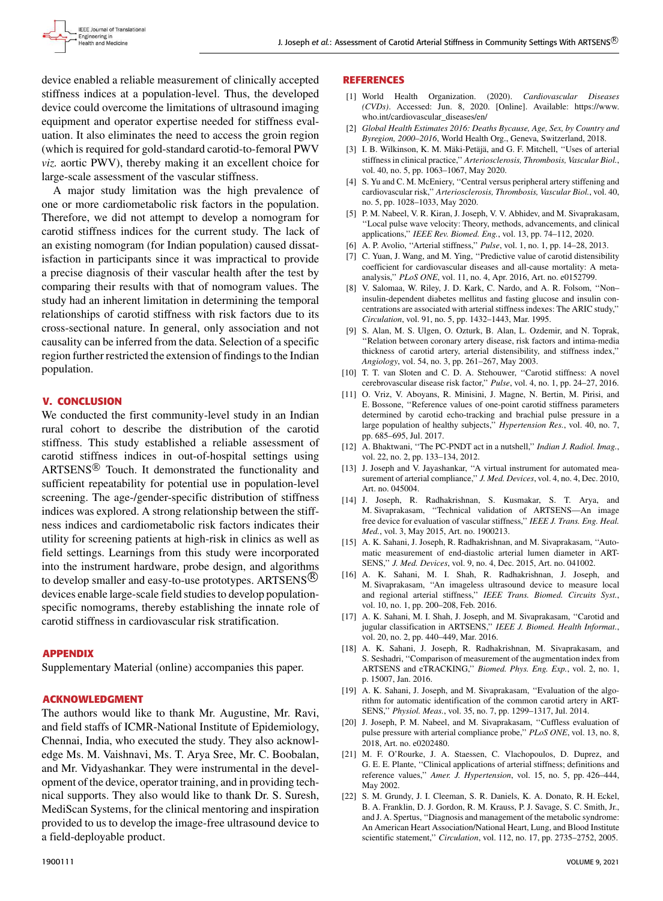device enabled a reliable measurement of clinically accepted stiffness indices at a population-level. Thus, the developed device could overcome the limitations of ultrasound imaging equipment and operator expertise needed for stiffness evaluation. It also eliminates the need to access the groin region (which is required for gold-standard carotid-to-femoral PWV *viz.* aortic PWV), thereby making it an excellent choice for large-scale assessment of the vascular stiffness.

A major study limitation was the high prevalence of one or more cardiometabolic risk factors in the population. Therefore, we did not attempt to develop a nomogram for carotid stiffness indices for the current study. The lack of an existing nomogram (for Indian population) caused dissatisfaction in participants since it was impractical to provide a precise diagnosis of their vascular health after the test by comparing their results with that of nomogram values. The study had an inherent limitation in determining the temporal relationships of carotid stiffness with risk factors due to its cross-sectional nature. In general, only association and not causality can be inferred from the data. Selection of a specific region further restricted the extension of findings to the Indian population.

## V. CONCLUSION

We conducted the first community-level study in an Indian rural cohort to describe the distribution of the carotid stiffness. This study established a reliable assessment of carotid stiffness indices in out-of-hospital settings using ARTSENS® Touch. It demonstrated the functionality and sufficient repeatability for potential use in population-level screening. The age-/gender-specific distribution of stiffness indices was explored. A strong relationship between the stiffness indices and cardiometabolic risk factors indicates their utility for screening patients at high-risk in clinics as well as field settings. Learnings from this study were incorporated into the instrument hardware, probe design, and algorithms to develop smaller and easy-to-use prototypes. ARTSENS® devices enable large-scale field studies to develop population-specific nomograms, thereby establishing the innate role of carotid stiffness in cardiovascular risk stratification.

## APPENDIX

Supplementary Material (online) accompanies this paper.

## ACKNOWLEDGMENT

The authors would like to thank Mr. Augustine, Mr. Ravi, and field staffs of ICMR-National Institute of Epidemiology, Chennai, India, who executed the study. They also acknowledge Ms. M. Vaishnavi, Ms. T. Arya Sree, Mr. C. Boobalan, and Mr. Vidyashankar. They were instrumental in the development of the device, operator training, and in providing technical supports. They also would like to thank Dr. S. Suresh, MediScan Systems, for the clinical mentoring and inspiration provided to us to develop the image-free ultrasound device to a field-deployable product.

## REFERENCES

[1] World Health Organization. (2020). *Cardiovascular Diseases (CVDs)*. Accessed: Jun. 8, 2020. [Online]. Available: https://www.who.int/cardiovascular_diseases/en/

[2] *Global Health Estimates 2016: Deaths Bycause, Age, Sex, by Country and Byregion, 2000–2016*, World Health Org., Geneva, Switzerland, 2018.

[3] I. B. Wilkinson, K. M. Mäki-Petäjä, and G. F. Mitchell, "Uses of arterial stiffness in clinical practice," *Arteriosclerosis, Thrombosis, Vascular Biol.*, vol. 40, no. 5, pp. 1063–1067, May 2020.

[4] S. Yu and C. M. McEniery, "Central versus peripheral artery stiffening and cardiovascular risk," *Arteriosclerosis, Thrombosis, Vascular Biol.*, vol. 40, no. 5, pp. 1028–1033, May 2020.

[5] P. M. Nabeel, V. R. Kiran, J. Joseph, V. V. Abhidev, and M. Sivaprakasam, "Local pulse wave velocity: Theory, methods, advancements, and clinical applications," *IEEE Rev. Biomed. Eng.*, vol. 13, pp. 74–112, 2020.

[6] A. P. Avolio, "Arterial stiffness," *Pulse*, vol. 1, no. 1, pp. 14–28, 2013.

[7] C. Yuan, J. Wang, and M. Ying, "Predictive value of carotid distensibility coefficient for cardiovascular diseases and all-cause mortality: A meta-analysis," *PLoS ONE*, vol. 11, no. 4, Apr. 2016, Art. no. e0152799.

[8] V. Salomaa, W. Riley, J. D. Kark, C. Nardo, and A. R. Folsom, "Non–insulin-dependent diabetes mellitus and fasting glucose and insulin concentrations are associated with arterial stiffness indexes: The ARIC study," *Circulation*, vol. 91, no. 5, pp. 1432–1443, Mar. 1995.

[9] S. Alan, M. S. Ulgen, O. Ozturk, B. Alan, L. Ozdemir, and N. Toprak, "Relation between coronary artery disease, risk factors and intima-media thickness of carotid artery, arterial distensibility, and stiffness index," *Angiology*, vol. 54, no. 3, pp. 261–267, May 2003.

[10] T. T. van Sloten and C. D. A. Stehouwer, "Carotid stiffness: A novel cerebrovascular disease risk factor," *Pulse*, vol. 4, no. 1, pp. 24–27, 2016.

[11] O. Vriz, V. Aboyans, R. Minisini, J. Magne, N. Bertin, M. Pirisi, and E. Bossone, "Reference values of one-point carotid stiffness parameters determined by carotid echo-tracking and brachial pulse pressure in a large population of healthy subjects," *Hypertension Res.*, vol. 40, no. 7, pp. 685–695, Jul. 2017.

[12] A. Bhaktwani, "The PC-PNDT act in a nutshell," *Indian J. Radiol. Imag.*, vol. 22, no. 2, pp. 133–134, 2012.

[13] J. Joseph and V. Jayashankar, "A virtual instrument for automated measurement of arterial compliance," *J. Med. Devices*, vol. 4, no. 4, Dec. 2010, Art. no. 045004.

[14] J. Joseph, R. Radhakrishnan, S. Kusmakar, S. T. Arya, and M. Sivaprakasam, "Technical validation of ARTSENS—An image free device for evaluation of vascular stiffness," *IEEE J. Trans. Eng. Heal. Med.*, vol. 3, May 2015, Art. no. 1900213.

[15] A. K. Sahani, J. Joseph, R. Radhakrishnan, and M. Sivaprakasam, "Automatic measurement of end-diastolic arterial lumen diameter in ARTSENS," *J. Med. Devices*, vol. 9, no. 4, Dec. 2015, Art. no. 041002.

[16] A. K. Sahani, M. I. Shah, R. Radhakrishnan, J. Joseph, and M. Sivaprakasam, "An imageless ultrasound device to measure local and regional arterial stiffness," *IEEE Trans. Biomed. Circuits Syst.*, vol. 10, no. 1, pp. 200–208, Feb. 2016.

[17] A. K. Sahani, M. I. Shah, J. Joseph, and M. Sivaprakasam, "Carotid and jugular classification in ARTSENS," *IEEE J. Biomed. Health Informat.*, vol. 20, no. 2, pp. 440–449, Mar. 2016.

[18] A. K. Sahani, J. Joseph, R. Radhakrishnan, M. Sivaprakasam, and S. Seshadri, "Comparison of measurement of the augmentation index from ARTSENS and eTRACKING," *Biomed. Phys. Eng. Exp.*, vol. 2, no. 1, p. 15007, Jan. 2016.

[19] A. K. Sahani, J. Joseph, and M. Sivaprakasam, "Evaluation of the algorithm for automatic identification of the common carotid artery in ARTSENS," *Physiol. Meas.*, vol. 35, no. 7, pp. 1299–1317, Jul. 2014.

[20] J. Joseph, P. M. Nabeel, and M. Sivaprakasam, "Cuffless evaluation of pulse pressure with arterial compliance probe," *PLoS ONE*, vol. 13, no. 8, 2018, Art. no. e0202480.

[21] M. F. O'Rourke, J. A. Staessen, C. Vlachopoulos, D. Duprez, and G. E. E. Plante, "Clinical applications of arterial stiffness; definitions and reference values," *Amer. J. Hypertension*, vol. 15, no. 5, pp. 426–444, May 2002.

[22] S. M. Grundy, J. I. Cleeman, S. R. Daniels, K. A. Donato, R. H. Eckel, B. A. Franklin, D. J. Gordon, R. M. Krauss, P. J. Savage, S. C. Smith, Jr., and J. A. Spertus, "Diagnosis and management of the metabolic syndrome: An American Heart Association/National Heart, Lung, and Blood Institute scientific statement," *Circulation*, vol. 112, no. 17, pp. 2735–2752, 2005.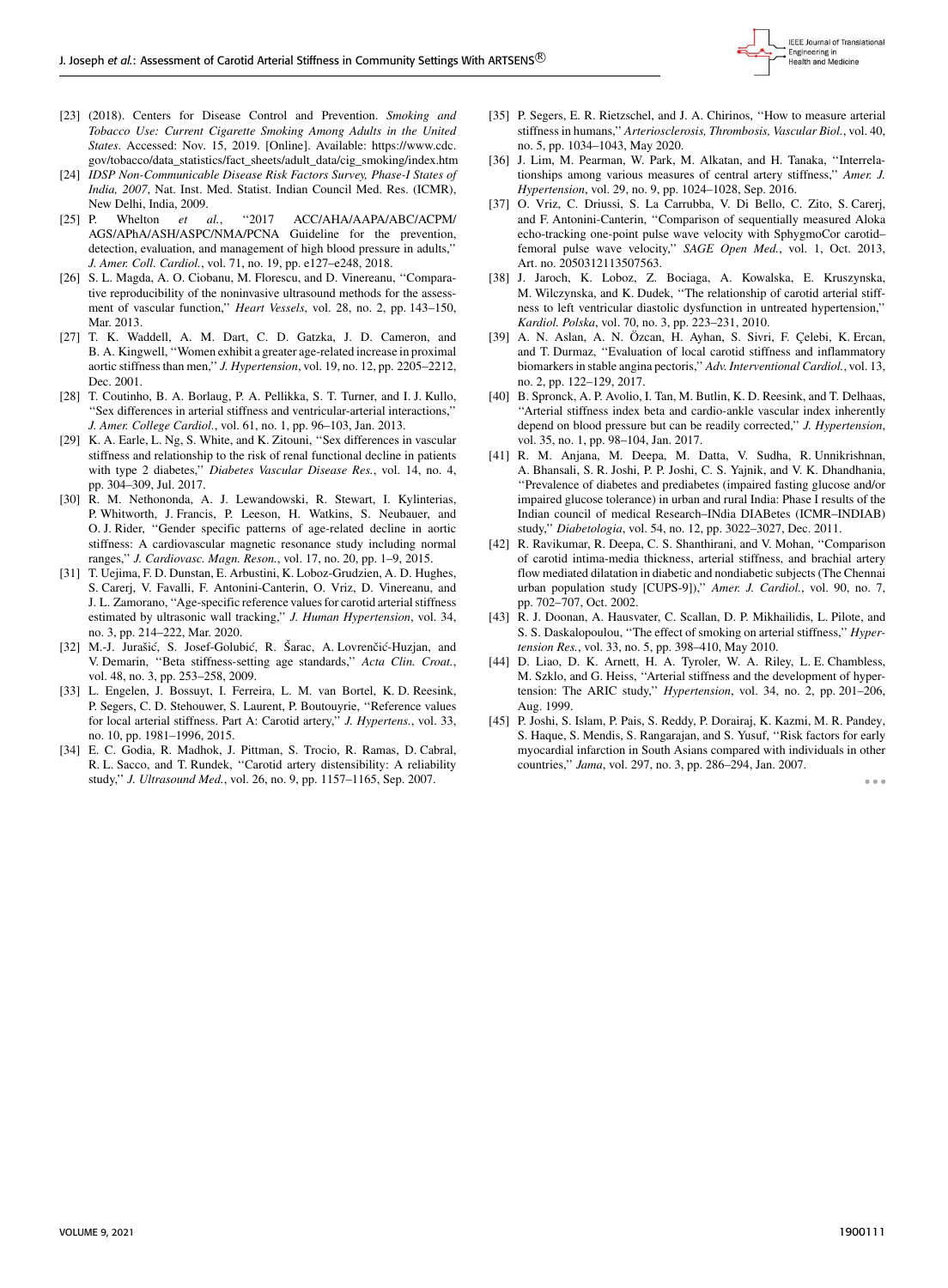[23] (2018). Centers for Disease Control and Prevention. *Smoking and Tobacco Use: Current Cigarette Smoking Among Adults in the United States*. Accessed: Nov. 15, 2019. [Online]. Available: https://www.cdc.gov/tobacco/data_statistics/fact_sheets/adult_data/cig_smoking/index.htm

[24] *IDSP Non-Communicable Disease Risk Factors Survey, Phase-I States of India, 2007*, Nat. Inst. Med. Statist. Indian Council Med. Res. (ICMR), New Delhi, India, 2009.

[25] P. Whelton *et al.*, ''2017 ACC/AHA/AAPA/ABC/ACPM/AGS/APhA/ASH/ASPC/NMA/PCNA Guideline for the prevention, detection, evaluation, and management of high blood pressure in adults,'' *J. Amer. Coll. Cardiol.*, vol. 71, no. 19, pp. e127–e248, 2018.

[26] S. L. Magda, A. O. Ciobanu, M. Florescu, and D. Vinereanu, ''Comparative reproducibility of the noninvasive ultrasound methods for the assessment of vascular function,'' *Heart Vessels*, vol. 28, no. 2, pp. 143–150, Mar. 2013.

[27] T. K. Waddell, A. M. Dart, C. D. Gatzka, J. D. Cameron, and B. A. Kingwell, ''Women exhibit a greater age-related increase in proximal aortic stiffness than men,'' *J. Hypertension*, vol. 19, no. 12, pp. 2205–2212, Dec. 2001.

[28] T. Coutinho, B. A. Borlaug, P. A. Pellikka, S. T. Turner, and I. J. Kullo, ''Sex differences in arterial stiffness and ventricular-arterial interactions,'' *J. Amer. College Cardiol.*, vol. 61, no. 1, pp. 96–103, Jan. 2013.

[29] K. A. Earle, L. Ng, S. White, and K. Zitouni, ''Sex differences in vascular stiffness and relationship to the risk of renal functional decline in patients with type 2 diabetes,'' *Diabetes Vascular Disease Res.*, vol. 14, no. 4, pp. 304–309, Jul. 2017.

[30] R. M. Nethononda, A. J. Lewandowski, R. Stewart, I. Kylinterias, P. Whitworth, J. Francis, P. Leeson, H. Watkins, S. Neubauer, and O. J. Rider, ''Gender specific patterns of age-related decline in aortic stiffness: A cardiovascular magnetic resonance study including normal ranges,'' *J. Cardiovasc. Magn. Reson.*, vol. 17, no. 20, pp. 1–9, 2015.

[31] T. Uejima, F. D. Dunstan, E. Arbustini, K. Loboz-Grudzien, A. D. Hughes, S. Carerj, V. Favalli, F. Antonini-Canterin, O. Vriz, D. Vinereanu, and J. L. Zamorano, ''Age-specific reference values for carotid arterial stiffness estimated by ultrasonic wall tracking,'' *J. Human Hypertension*, vol. 34, no. 3, pp. 214–222, Mar. 2020.

[32] M.-J. Jurašić, S. Josef-Golubić, R. Šarac, A. Lovrenčić-Huzjan, and V. Demarin, ''Beta stiffness-setting age standards,'' *Acta Clin. Croat.*, vol. 48, no. 3, pp. 253–258, 2009.

[33] L. Engelen, J. Bossuyt, I. Ferreira, L. M. van Bortel, K. D. Reesink, P. Segers, C. D. Stehouwer, S. Laurent, P. Boutouyrie, ''Reference values for local arterial stiffness. Part A: Carotid artery,'' *J. Hypertens.*, vol. 33, no. 10, pp. 1981–1996, 2015.

[34] E. C. Godia, R. Madhok, J. Pittman, S. Trocio, R. Ramas, D. Cabral, R. L. Sacco, and T. Rundek, ''Carotid artery distensibility: A reliability study,'' *J. Ultrasound Med.*, vol. 26, no. 9, pp. 1157–1165, Sep. 2007.

[35] P. Segers, E. R. Rietzschel, and J. A. Chirinos, ''How to measure arterial stiffness in humans,'' *Arteriosclerosis, Thrombosis, Vascular Biol.*, vol. 40, no. 5, pp. 1034–1043, May 2020.

[36] J. Lim, M. Pearman, W. Park, M. Alkatan, and H. Tanaka, ''Interrelationships among various measures of central artery stiffness,'' *Amer. J. Hypertension*, vol. 29, no. 9, pp. 1024–1028, Sep. 2016.

[37] O. Vriz, C. Driussi, S. La Carrubba, V. Di Bello, C. Zito, S. Carerj, and F. Antonini-Canterin, ''Comparison of sequentially measured Aloka echo-tracking one-point pulse wave velocity with SphygmoCor carotid–femoral pulse wave velocity,'' *SAGE Open Med.*, vol. 1, Oct. 2013, Art. no. 2050312113507563.

[38] J. Jaroch, K. Loboz, Z. Bociaga, A. Kowalska, E. Kruszynska, M. Wilczynska, and K. Dudek, ''The relationship of carotid arterial stiffness to left ventricular diastolic dysfunction in untreated hypertension,'' *Kardiol. Polska*, vol. 70, no. 3, pp. 223–231, 2010.

[39] A. N. Aslan, A. N. Özcan, H. Ayhan, S. Sivri, F. Çelebi, K. Ercan, and T. Durmaz, ''Evaluation of local carotid stiffness and inflammatory biomarkers in stable angina pectoris,'' *Adv. Interventional Cardiol.*, vol. 13, no. 2, pp. 122–129, 2017.

[40] B. Spronck, A. P. Avolio, I. Tan, M. Butlin, K. D. Reesink, and T. Delhaas, ''Arterial stiffness index beta and cardio-ankle vascular index inherently depend on blood pressure but can be readily corrected,'' *J. Hypertension*, vol. 35, no. 1, pp. 98–104, Jan. 2017.

[41] R. M. Anjana, M. Deepa, M. Datta, V. Sudha, R. Unnikrishnan, A. Bhansali, S. R. Joshi, P. P. Joshi, C. S. Yajnik, and V. K. Dhandhania, ''Prevalence of diabetes and prediabetes (impaired fasting glucose and/or impaired glucose tolerance) in urban and rural India: Phase I results of the Indian council of medical Research–INdia DIABetes (ICMR–INDIAB) study,'' *Diabetologia*, vol. 54, no. 12, pp. 3022–3027, Dec. 2011.

[42] R. Ravikumar, R. Deepa, C. S. Shanthirani, and V. Mohan, ''Comparison of carotid intima-media thickness, arterial stiffness, and brachial artery flow mediated dilatation in diabetic and nondiabetic subjects (The Chennai urban population study [CUPS-9]),'' *Amer. J. Cardiol.*, vol. 90, no. 7, pp. 702–707, Oct. 2002.

[43] R. J. Doonan, A. Hausvater, C. Scallan, D. P. Mikhailidis, L. Pilote, and S. S. Daskalopoulou, ''The effect of smoking on arterial stiffness,'' *Hypertension Res.*, vol. 33, no. 5, pp. 398–410, May 2010.

[44] D. Liao, D. K. Arnett, H. A. Tyroler, W. A. Riley, L. E. Chambless, M. Szklo, and G. Heiss, ''Arterial stiffness and the development of hypertension: The ARIC study,'' *Hypertension*, vol. 34, no. 2, pp. 201–206, Aug. 1999.

[45] P. Joshi, S. Islam, P. Pais, S. Reddy, P. Dorairaj, K. Kazmi, M. R. Pandey, S. Haque, S. Mendis, S. Rangarajan, and S. Yusuf, ''Risk factors for early myocardial infarction in South Asians compared with individuals in other countries,'' *Jama*, vol. 297, no. 3, pp. 286–294, Jan. 2007.